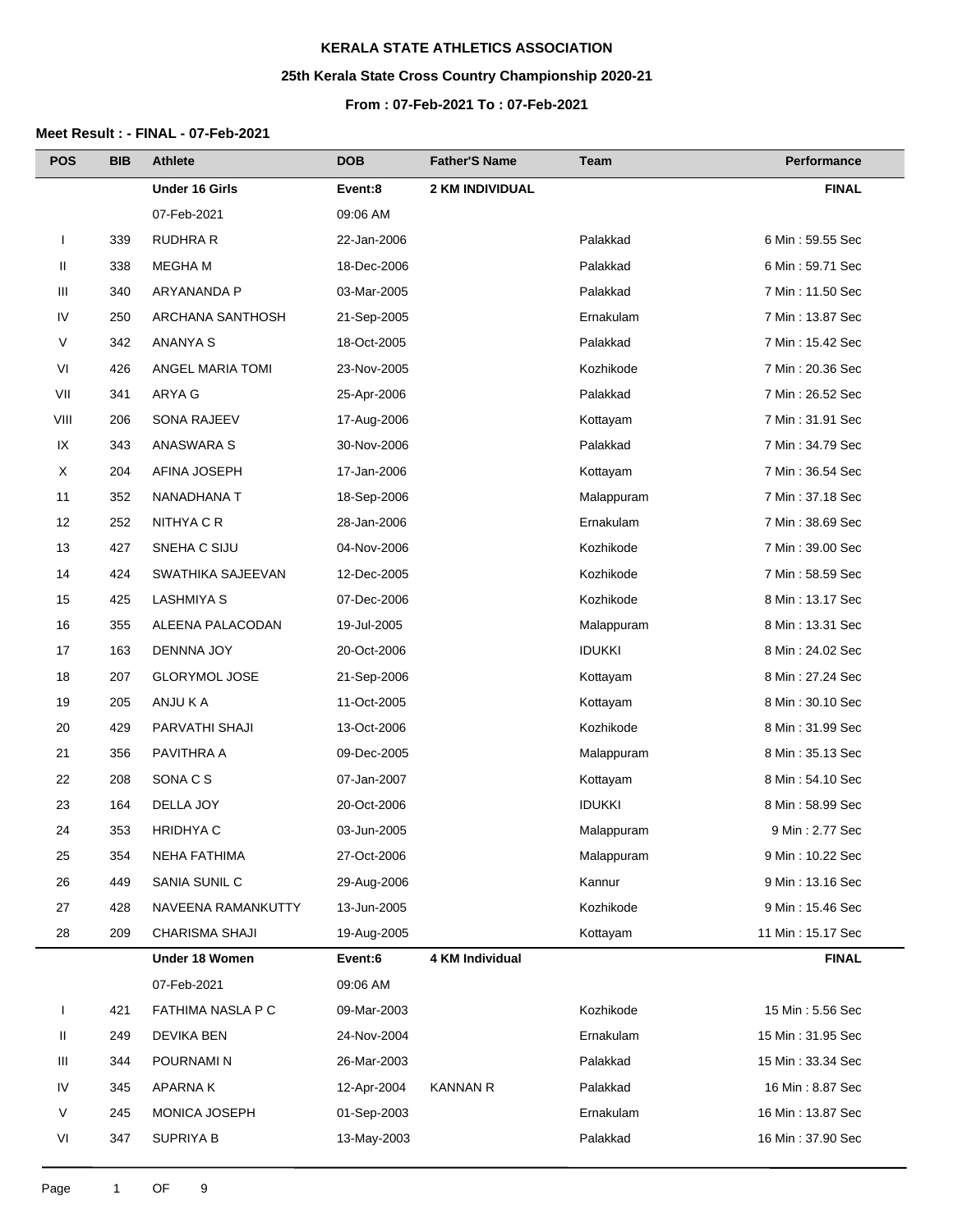# KERALA STATE ATHLETICS ASSOCIATION

## 25th Kerala State Cross Country Championship 2020-21

### From : 07-Feb-2021 To : 07-Feb-2021

**Meet Result : - FINAL - 07-Feb-2021**

| POS | BIB | Athlete | DOB | Father'S Name | Team | Performance |
|---|---|---|---|---|---|---|
| | | **Under 16 Girls** | **Event:8** | **2 KM INDIVIDUAL** | | **FINAL** |
| | | 07-Feb-2021 | 09:06 AM | | | |
| I | 339 | RUDHRA R | 22-Jan-2006 | | Palakkad | 6 Min : 59.55 Sec |
| II | 338 | MEGHA M | 18-Dec-2006 | | Palakkad | 6 Min : 59.71 Sec |
| III | 340 | ARYANANDA P | 03-Mar-2005 | | Palakkad | 7 Min : 11.50 Sec |
| IV | 250 | ARCHANA SANTHOSH | 21-Sep-2005 | | Ernakulam | 7 Min : 13.87 Sec |
| V | 342 | ANANYA S | 18-Oct-2005 | | Palakkad | 7 Min : 15.42 Sec |
| VI | 426 | ANGEL MARIA TOMI | 23-Nov-2005 | | Kozhikode | 7 Min : 20.36 Sec |
| VII | 341 | ARYA G | 25-Apr-2006 | | Palakkad | 7 Min : 26.52 Sec |
| VIII | 206 | SONA RAJEEV | 17-Aug-2006 | | Kottayam | 7 Min : 31.91 Sec |
| IX | 343 | ANASWARA S | 30-Nov-2006 | | Palakkad | 7 Min : 34.79 Sec |
| X | 204 | AFINA JOSEPH | 17-Jan-2006 | | Kottayam | 7 Min : 36.54 Sec |
| 11 | 352 | NANADHANA T | 18-Sep-2006 | | Malappuram | 7 Min : 37.18 Sec |
| 12 | 252 | NITHYA C R | 28-Jan-2006 | | Ernakulam | 7 Min : 38.69 Sec |
| 13 | 427 | SNEHA C SIJU | 04-Nov-2006 | | Kozhikode | 7 Min : 39.00 Sec |
| 14 | 424 | SWATHIKA SAJEEVAN | 12-Dec-2005 | | Kozhikode | 7 Min : 58.59 Sec |
| 15 | 425 | LASHMIYA S | 07-Dec-2006 | | Kozhikode | 8 Min : 13.17 Sec |
| 16 | 355 | ALEENA PALACODAN | 19-Jul-2005 | | Malappuram | 8 Min : 13.31 Sec |
| 17 | 163 | DENNNA JOY | 20-Oct-2006 | | IDUKKI | 8 Min : 24.02 Sec |
| 18 | 207 | GLORYMOL JOSE | 21-Sep-2006 | | Kottayam | 8 Min : 27.24 Sec |
| 19 | 205 | ANJU K A | 11-Oct-2005 | | Kottayam | 8 Min : 30.10 Sec |
| 20 | 429 | PARVATHI SHAJI | 13-Oct-2006 | | Kozhikode | 8 Min : 31.99 Sec |
| 21 | 356 | PAVITHRA A | 09-Dec-2005 | | Malappuram | 8 Min : 35.13 Sec |
| 22 | 208 | SONA C S | 07-Jan-2007 | | Kottayam | 8 Min : 54.10 Sec |
| 23 | 164 | DELLA JOY | 20-Oct-2006 | | IDUKKI | 8 Min : 58.99 Sec |
| 24 | 353 | HRIDHYA C | 03-Jun-2005 | | Malappuram | 9 Min : 2.77 Sec |
| 25 | 354 | NEHA FATHIMA | 27-Oct-2006 | | Malappuram | 9 Min : 10.22 Sec |
| 26 | 449 | SANIA SUNIL C | 29-Aug-2006 | | Kannur | 9 Min : 13.16 Sec |
| 27 | 428 | NAVEENA RAMANKUTTY | 13-Jun-2005 | | Kozhikode | 9 Min : 15.46 Sec |
| 28 | 209 | CHARISMA SHAJI | 19-Aug-2005 | | Kottayam | 11 Min : 15.17 Sec |
| | | **Under 18 Women** | **Event:6** | **4 KM Individual** | | **FINAL** |
| | | 07-Feb-2021 | 09:06 AM | | | |
| I | 421 | FATHIMA NASLA P C | 09-Mar-2003 | | Kozhikode | 15 Min : 5.56 Sec |
| II | 249 | DEVIKA BEN | 24-Nov-2004 | | Ernakulam | 15 Min : 31.95 Sec |
| III | 344 | POURNAMI N | 26-Mar-2003 | | Palakkad | 15 Min : 33.34 Sec |
| IV | 345 | APARNA K | 12-Apr-2004 | KANNAN R | Palakkad | 16 Min : 8.87 Sec |
| V | 245 | MONICA JOSEPH | 01-Sep-2003 | | Ernakulam | 16 Min : 13.87 Sec |
| VI | 347 | SUPRIYA B | 13-May-2003 | | Palakkad | 16 Min : 37.90 Sec |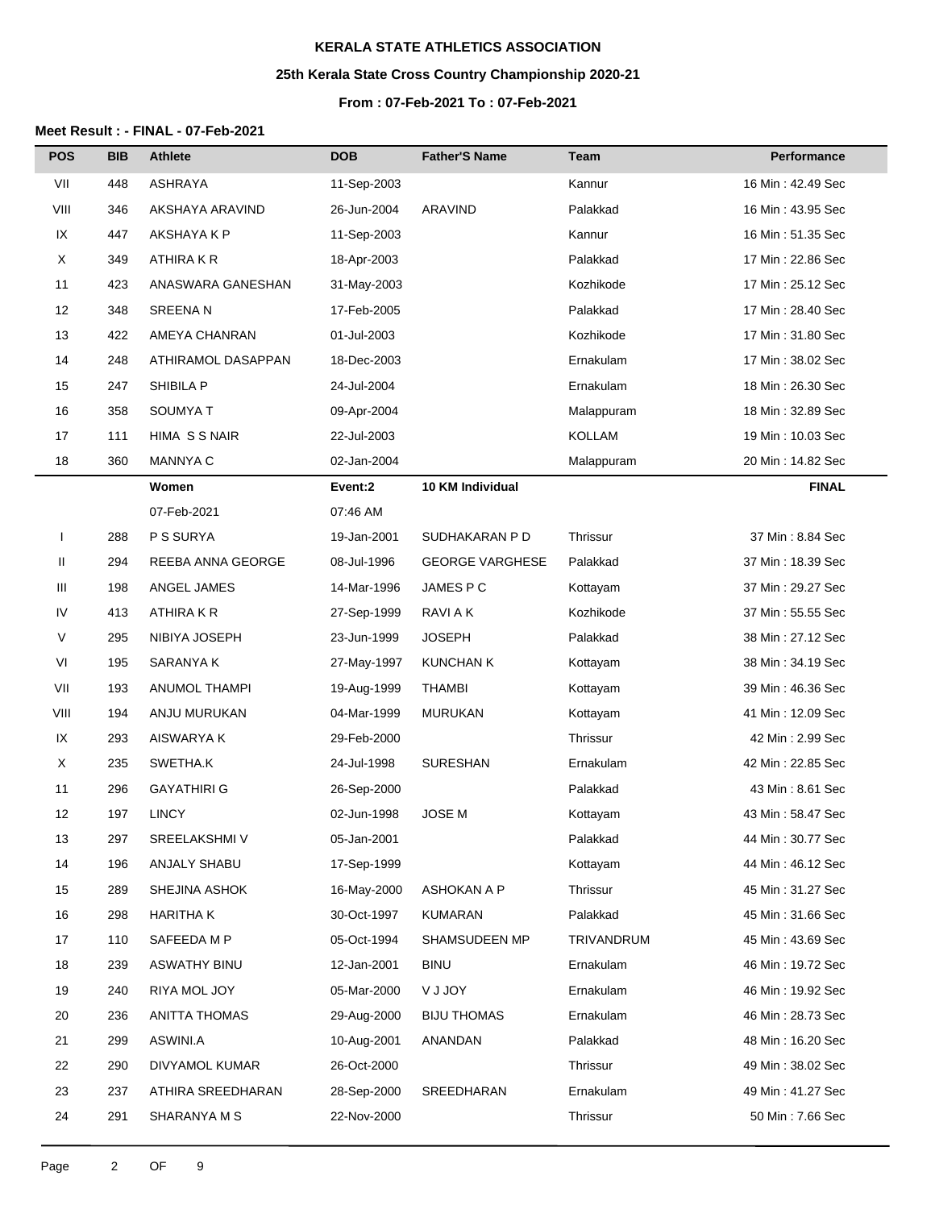**KERALA STATE ATHLETICS ASSOCIATION**

**25th Kerala State Cross Country Championship 2020-21**

**From : 07-Feb-2021 To : 07-Feb-2021**

**Meet Result : - FINAL - 07-Feb-2021**

| POS | BIB | Athlete | DOB | Father'S Name | Team | Performance |
|---|---|---|---|---|---|---|
| VII | 448 | ASHRAYA | 11-Sep-2003 | | Kannur | 16 Min : 42.49 Sec |
| VIII | 346 | AKSHAYA ARAVIND | 26-Jun-2004 | ARAVIND | Palakkad | 16 Min : 43.95 Sec |
| IX | 447 | AKSHAYA K P | 11-Sep-2003 | | Kannur | 16 Min : 51.35 Sec |
| X | 349 | ATHIRA K R | 18-Apr-2003 | | Palakkad | 17 Min : 22.86 Sec |
| 11 | 423 | ANASWARA GANESHAN | 31-May-2003 | | Kozhikode | 17 Min : 25.12 Sec |
| 12 | 348 | SREENA N | 17-Feb-2005 | | Palakkad | 17 Min : 28.40 Sec |
| 13 | 422 | AMEYA CHANRAN | 01-Jul-2003 | | Kozhikode | 17 Min : 31.80 Sec |
| 14 | 248 | ATHIRAMOL DASAPPAN | 18-Dec-2003 | | Ernakulam | 17 Min : 38.02 Sec |
| 15 | 247 | SHIBILA P | 24-Jul-2004 | | Ernakulam | 18 Min : 26.30 Sec |
| 16 | 358 | SOUMYA T | 09-Apr-2004 | | Malappuram | 18 Min : 32.89 Sec |
| 17 | 111 | HIMA S S NAIR | 22-Jul-2003 | | KOLLAM | 19 Min : 10.03 Sec |
| 18 | 360 | MANNYA C | 02-Jan-2004 | | Malappuram | 20 Min : 14.82 Sec |
| | | **Women** | **Event:2** | **10 KM Individual** | | **FINAL** |
| | | 07-Feb-2021 | 07:46 AM | | | |
| I | 288 | P S SURYA | 19-Jan-2001 | SUDHAKARAN P D | Thrissur | 37 Min : 8.84 Sec |
| II | 294 | REEBA ANNA GEORGE | 08-Jul-1996 | GEORGE VARGHESE | Palakkad | 37 Min : 18.39 Sec |
| III | 198 | ANGEL JAMES | 14-Mar-1996 | JAMES P C | Kottayam | 37 Min : 29.27 Sec |
| IV | 413 | ATHIRA K R | 27-Sep-1999 | RAVI A K | Kozhikode | 37 Min : 55.55 Sec |
| V | 295 | NIBIYA JOSEPH | 23-Jun-1999 | JOSEPH | Palakkad | 38 Min : 27.12 Sec |
| VI | 195 | SARANYA K | 27-May-1997 | KUNCHAN K | Kottayam | 38 Min : 34.19 Sec |
| VII | 193 | ANUMOL THAMPI | 19-Aug-1999 | THAMBI | Kottayam | 39 Min : 46.36 Sec |
| VIII | 194 | ANJU MURUKAN | 04-Mar-1999 | MURUKAN | Kottayam | 41 Min : 12.09 Sec |
| IX | 293 | AISWARYA K | 29-Feb-2000 | | Thrissur | 42 Min : 2.99 Sec |
| X | 235 | SWETHA.K | 24-Jul-1998 | SURESHAN | Ernakulam | 42 Min : 22.85 Sec |
| 11 | 296 | GAYATHIRI G | 26-Sep-2000 | | Palakkad | 43 Min : 8.61 Sec |
| 12 | 197 | LINCY | 02-Jun-1998 | JOSE M | Kottayam | 43 Min : 58.47 Sec |
| 13 | 297 | SREELAKSHMI V | 05-Jan-2001 | | Palakkad | 44 Min : 30.77 Sec |
| 14 | 196 | ANJALY SHABU | 17-Sep-1999 | | Kottayam | 44 Min : 46.12 Sec |
| 15 | 289 | SHEJINA ASHOK | 16-May-2000 | ASHOKAN A P | Thrissur | 45 Min : 31.27 Sec |
| 16 | 298 | HARITHA K | 30-Oct-1997 | KUMARAN | Palakkad | 45 Min : 31.66 Sec |
| 17 | 110 | SAFEEDA M P | 05-Oct-1994 | SHAMSUDEEN MP | TRIVANDRUM | 45 Min : 43.69 Sec |
| 18 | 239 | ASWATHY BINU | 12-Jan-2001 | BINU | Ernakulam | 46 Min : 19.72 Sec |
| 19 | 240 | RIYA MOL JOY | 05-Mar-2000 | V J JOY | Ernakulam | 46 Min : 19.92 Sec |
| 20 | 236 | ANITTA THOMAS | 29-Aug-2000 | BIJU THOMAS | Ernakulam | 46 Min : 28.73 Sec |
| 21 | 299 | ASWINI.A | 10-Aug-2001 | ANANDAN | Palakkad | 48 Min : 16.20 Sec |
| 22 | 290 | DIVYAMOL KUMAR | 26-Oct-2000 | | Thrissur | 49 Min : 38.02 Sec |
| 23 | 237 | ATHIRA SREEDHARAN | 28-Sep-2000 | SREEDHARAN | Ernakulam | 49 Min : 41.27 Sec |
| 24 | 291 | SHARANYA M S | 22-Nov-2000 | | Thrissur | 50 Min : 7.66 Sec |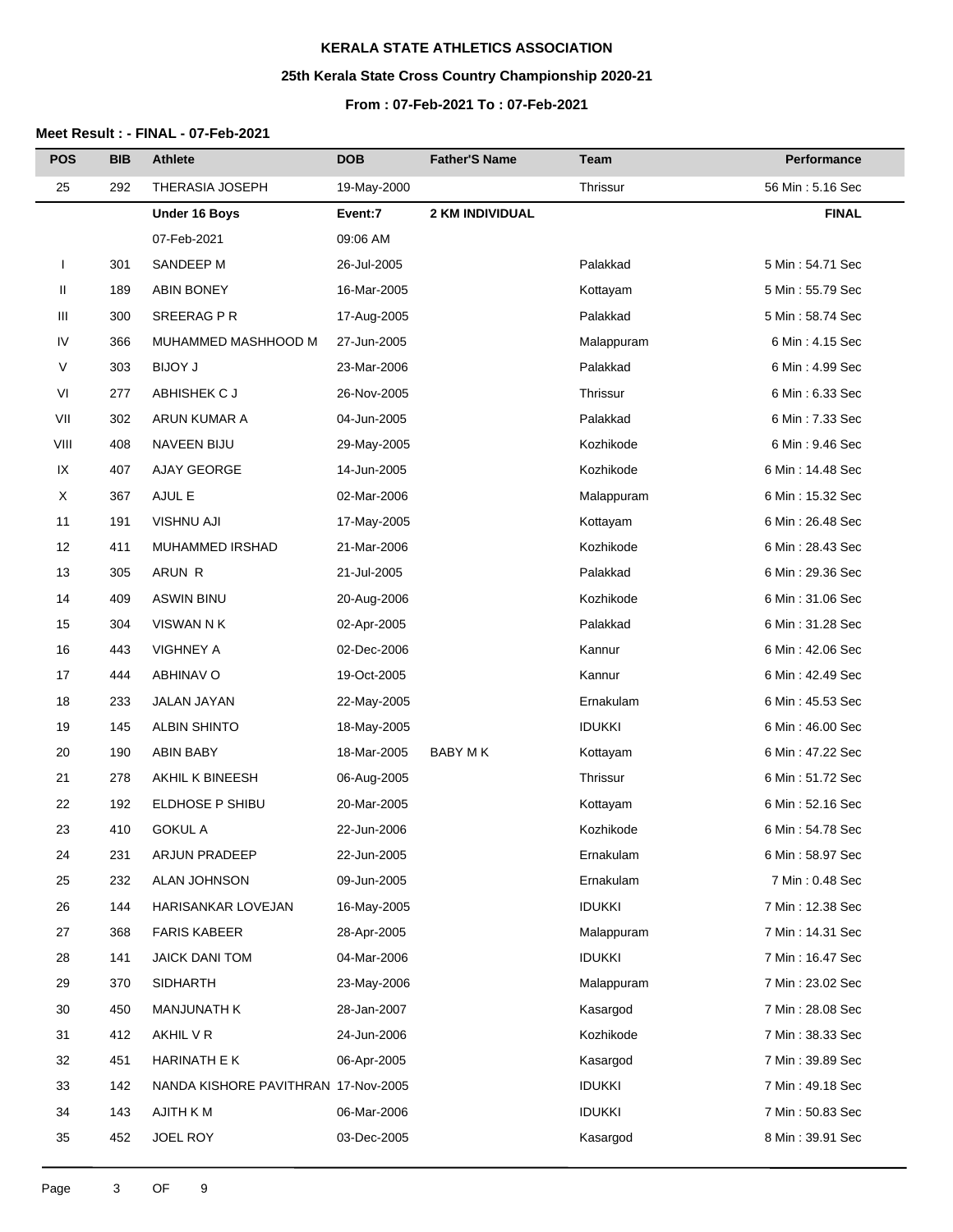**KERALA STATE ATHLETICS ASSOCIATION**

**25th Kerala State Cross Country Championship 2020-21**

**From : 07-Feb-2021 To : 07-Feb-2021**

**Meet Result : - FINAL - 07-Feb-2021**

| POS | BIB | Athlete | DOB | Father'S Name | Team | Performance |
|---|---|---|---|---|---|---|
| 25 | 292 | THERASIA JOSEPH | 19-May-2000 | | Thrissur | 56 Min : 5.16 Sec |
| | | **Under 16 Boys** | **Event:7** | **2 KM INDIVIDUAL** | | **FINAL** |
| | | 07-Feb-2021 | 09:06 AM | | | |
| I | 301 | SANDEEP M | 26-Jul-2005 | | Palakkad | 5 Min : 54.71 Sec |
| II | 189 | ABIN BONEY | 16-Mar-2005 | | Kottayam | 5 Min : 55.79 Sec |
| III | 300 | SREERAG P R | 17-Aug-2005 | | Palakkad | 5 Min : 58.74 Sec |
| IV | 366 | MUHAMMED MASHHOOD M | 27-Jun-2005 | | Malappuram | 6 Min : 4.15 Sec |
| V | 303 | BIJOY J | 23-Mar-2006 | | Palakkad | 6 Min : 4.99 Sec |
| VI | 277 | ABHISHEK C J | 26-Nov-2005 | | Thrissur | 6 Min : 6.33 Sec |
| VII | 302 | ARUN KUMAR A | 04-Jun-2005 | | Palakkad | 6 Min : 7.33 Sec |
| VIII | 408 | NAVEEN BIJU | 29-May-2005 | | Kozhikode | 6 Min : 9.46 Sec |
| IX | 407 | AJAY GEORGE | 14-Jun-2005 | | Kozhikode | 6 Min : 14.48 Sec |
| X | 367 | AJUL E | 02-Mar-2006 | | Malappuram | 6 Min : 15.32 Sec |
| 11 | 191 | VISHNU AJI | 17-May-2005 | | Kottayam | 6 Min : 26.48 Sec |
| 12 | 411 | MUHAMMED IRSHAD | 21-Mar-2006 | | Kozhikode | 6 Min : 28.43 Sec |
| 13 | 305 | ARUN R | 21-Jul-2005 | | Palakkad | 6 Min : 29.36 Sec |
| 14 | 409 | ASWIN BINU | 20-Aug-2006 | | Kozhikode | 6 Min : 31.06 Sec |
| 15 | 304 | VISWAN N K | 02-Apr-2005 | | Palakkad | 6 Min : 31.28 Sec |
| 16 | 443 | VIGHNEY A | 02-Dec-2006 | | Kannur | 6 Min : 42.06 Sec |
| 17 | 444 | ABHINAV O | 19-Oct-2005 | | Kannur | 6 Min : 42.49 Sec |
| 18 | 233 | JALAN JAYAN | 22-May-2005 | | Ernakulam | 6 Min : 45.53 Sec |
| 19 | 145 | ALBIN SHINTO | 18-May-2005 | | IDUKKI | 6 Min : 46.00 Sec |
| 20 | 190 | ABIN BABY | 18-Mar-2005 | BABY M K | Kottayam | 6 Min : 47.22 Sec |
| 21 | 278 | AKHIL K BINEESH | 06-Aug-2005 | | Thrissur | 6 Min : 51.72 Sec |
| 22 | 192 | ELDHOSE P SHIBU | 20-Mar-2005 | | Kottayam | 6 Min : 52.16 Sec |
| 23 | 410 | GOKUL A | 22-Jun-2006 | | Kozhikode | 6 Min : 54.78 Sec |
| 24 | 231 | ARJUN PRADEEP | 22-Jun-2005 | | Ernakulam | 6 Min : 58.97 Sec |
| 25 | 232 | ALAN JOHNSON | 09-Jun-2005 | | Ernakulam | 7 Min : 0.48 Sec |
| 26 | 144 | HARISANKAR LOVEJAN | 16-May-2005 | | IDUKKI | 7 Min : 12.38 Sec |
| 27 | 368 | FARIS KABEER | 28-Apr-2005 | | Malappuram | 7 Min : 14.31 Sec |
| 28 | 141 | JAICK DANI TOM | 04-Mar-2006 | | IDUKKI | 7 Min : 16.47 Sec |
| 29 | 370 | SIDHARTH | 23-May-2006 | | Malappuram | 7 Min : 23.02 Sec |
| 30 | 450 | MANJUNATH K | 28-Jan-2007 | | Kasargod | 7 Min : 28.08 Sec |
| 31 | 412 | AKHIL V R | 24-Jun-2006 | | Kozhikode | 7 Min : 38.33 Sec |
| 32 | 451 | HARINATH E K | 06-Apr-2005 | | Kasargod | 7 Min : 39.89 Sec |
| 33 | 142 | NANDA KISHORE PAVITHRAN | 17-Nov-2005 | | IDUKKI | 7 Min : 49.18 Sec |
| 34 | 143 | AJITH K M | 06-Mar-2006 | | IDUKKI | 7 Min : 50.83 Sec |
| 35 | 452 | JOEL ROY | 03-Dec-2005 | | Kasargod | 8 Min : 39.91 Sec |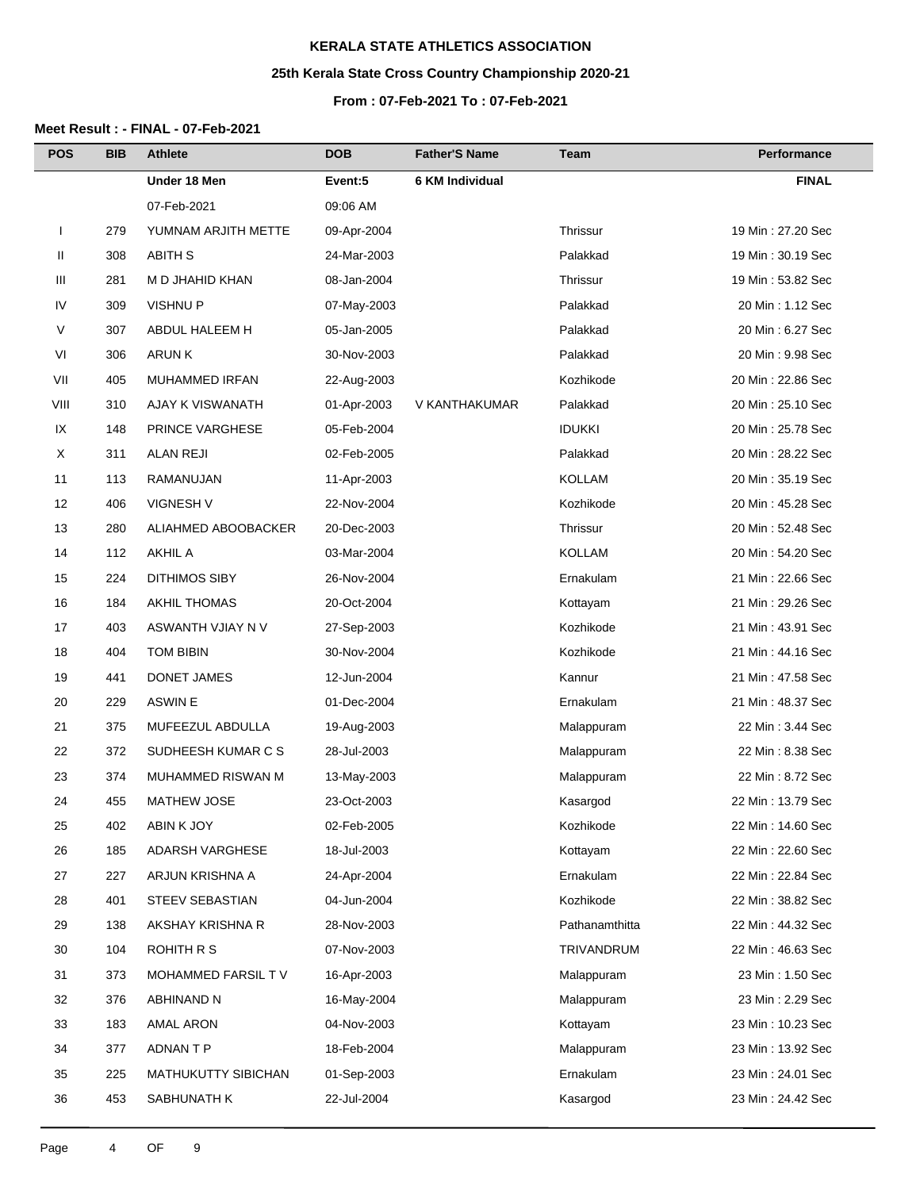**KERALA STATE ATHLETICS ASSOCIATION**

**25th Kerala State Cross Country Championship 2020-21**

**From : 07-Feb-2021 To : 07-Feb-2021**

**Meet Result : - FINAL - 07-Feb-2021**

| POS | BIB | Athlete | DOB | Father'S Name | Team | Performance |
|---|---|---|---|---|---|---|
| | | **Under 18 Men** | **Event:5** | **6 KM Individual** | | **FINAL** |
| | | 07-Feb-2021 | 09:06 AM | | | |
| I | 279 | YUMNAM ARJITH METTE | 09-Apr-2004 | | Thrissur | 19 Min : 27.20 Sec |
| II | 308 | ABITH S | 24-Mar-2003 | | Palakkad | 19 Min : 30.19 Sec |
| III | 281 | M D JHAHID KHAN | 08-Jan-2004 | | Thrissur | 19 Min : 53.82 Sec |
| IV | 309 | VISHNU P | 07-May-2003 | | Palakkad | 20 Min : 1.12 Sec |
| V | 307 | ABDUL HALEEM H | 05-Jan-2005 | | Palakkad | 20 Min : 6.27 Sec |
| VI | 306 | ARUN K | 30-Nov-2003 | | Palakkad | 20 Min : 9.98 Sec |
| VII | 405 | MUHAMMED IRFAN | 22-Aug-2003 | | Kozhikode | 20 Min : 22.86 Sec |
| VIII | 310 | AJAY K VISWANATH | 01-Apr-2003 | V KANTHAKUMAR | Palakkad | 20 Min : 25.10 Sec |
| IX | 148 | PRINCE VARGHESE | 05-Feb-2004 | | IDUKKI | 20 Min : 25.78 Sec |
| X | 311 | ALAN REJI | 02-Feb-2005 | | Palakkad | 20 Min : 28.22 Sec |
| 11 | 113 | RAMANUJAN | 11-Apr-2003 | | KOLLAM | 20 Min : 35.19 Sec |
| 12 | 406 | VIGNESH V | 22-Nov-2004 | | Kozhikode | 20 Min : 45.28 Sec |
| 13 | 280 | ALIAHMED ABOOBACKER | 20-Dec-2003 | | Thrissur | 20 Min : 52.48 Sec |
| 14 | 112 | AKHIL A | 03-Mar-2004 | | KOLLAM | 20 Min : 54.20 Sec |
| 15 | 224 | DITHIMOS SIBY | 26-Nov-2004 | | Ernakulam | 21 Min : 22.66 Sec |
| 16 | 184 | AKHIL THOMAS | 20-Oct-2004 | | Kottayam | 21 Min : 29.26 Sec |
| 17 | 403 | ASWANTH VJIAY N V | 27-Sep-2003 | | Kozhikode | 21 Min : 43.91 Sec |
| 18 | 404 | TOM BIBIN | 30-Nov-2004 | | Kozhikode | 21 Min : 44.16 Sec |
| 19 | 441 | DONET JAMES | 12-Jun-2004 | | Kannur | 21 Min : 47.58 Sec |
| 20 | 229 | ASWIN E | 01-Dec-2004 | | Ernakulam | 21 Min : 48.37 Sec |
| 21 | 375 | MUFEEZUL ABDULLA | 19-Aug-2003 | | Malappuram | 22 Min : 3.44 Sec |
| 22 | 372 | SUDHEESH KUMAR C S | 28-Jul-2003 | | Malappuram | 22 Min : 8.38 Sec |
| 23 | 374 | MUHAMMED RISWAN M | 13-May-2003 | | Malappuram | 22 Min : 8.72 Sec |
| 24 | 455 | MATHEW JOSE | 23-Oct-2003 | | Kasargod | 22 Min : 13.79 Sec |
| 25 | 402 | ABIN K JOY | 02-Feb-2005 | | Kozhikode | 22 Min : 14.60 Sec |
| 26 | 185 | ADARSH VARGHESE | 18-Jul-2003 | | Kottayam | 22 Min : 22.60 Sec |
| 27 | 227 | ARJUN KRISHNA A | 24-Apr-2004 | | Ernakulam | 22 Min : 22.84 Sec |
| 28 | 401 | STEEV SEBASTIAN | 04-Jun-2004 | | Kozhikode | 22 Min : 38.82 Sec |
| 29 | 138 | AKSHAY KRISHNA R | 28-Nov-2003 | | Pathanamthitta | 22 Min : 44.32 Sec |
| 30 | 104 | ROHITH R S | 07-Nov-2003 | | TRIVANDRUM | 22 Min : 46.63 Sec |
| 31 | 373 | MOHAMMED FARSIL T V | 16-Apr-2003 | | Malappuram | 23 Min : 1.50 Sec |
| 32 | 376 | ABHINAND N | 16-May-2004 | | Malappuram | 23 Min : 2.29 Sec |
| 33 | 183 | AMAL ARON | 04-Nov-2003 | | Kottayam | 23 Min : 10.23 Sec |
| 34 | 377 | ADNAN T P | 18-Feb-2004 | | Malappuram | 23 Min : 13.92 Sec |
| 35 | 225 | MATHUKUTTY SIBICHAN | 01-Sep-2003 | | Ernakulam | 23 Min : 24.01 Sec |
| 36 | 453 | SABHUNATH K | 22-Jul-2004 | | Kasargod | 23 Min : 24.42 Sec |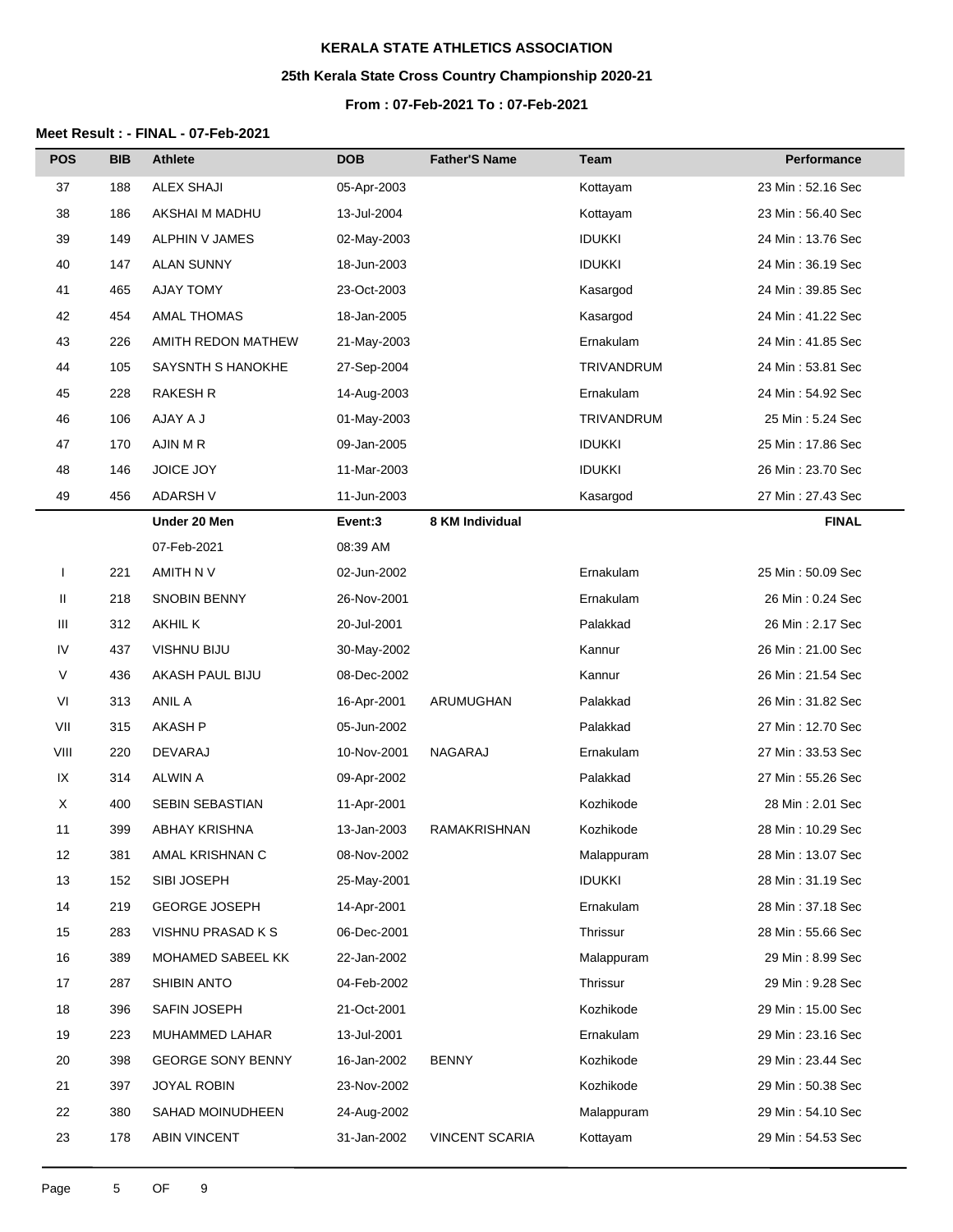**KERALA STATE ATHLETICS ASSOCIATION**

**25th Kerala State Cross Country Championship 2020-21**

**From : 07-Feb-2021 To : 07-Feb-2021**

**Meet Result : - FINAL - 07-Feb-2021**

| POS | BIB | Athlete | DOB | Father'S Name | Team | Performance |
|---|---|---|---|---|---|---|
| 37 | 188 | ALEX SHAJI | 05-Apr-2003 | | Kottayam | 23 Min : 52.16 Sec |
| 38 | 186 | AKSHAI M MADHU | 13-Jul-2004 | | Kottayam | 23 Min : 56.40 Sec |
| 39 | 149 | ALPHIN V JAMES | 02-May-2003 | | IDUKKI | 24 Min : 13.76 Sec |
| 40 | 147 | ALAN SUNNY | 18-Jun-2003 | | IDUKKI | 24 Min : 36.19 Sec |
| 41 | 465 | AJAY TOMY | 23-Oct-2003 | | Kasargod | 24 Min : 39.85 Sec |
| 42 | 454 | AMAL THOMAS | 18-Jan-2005 | | Kasargod | 24 Min : 41.22 Sec |
| 43 | 226 | AMITH REDON MATHEW | 21-May-2003 | | Ernakulam | 24 Min : 41.85 Sec |
| 44 | 105 | SAYSNTH S HANOKHE | 27-Sep-2004 | | TRIVANDRUM | 24 Min : 53.81 Sec |
| 45 | 228 | RAKESH R | 14-Aug-2003 | | Ernakulam | 24 Min : 54.92 Sec |
| 46 | 106 | AJAY A J | 01-May-2003 | | TRIVANDRUM | 25 Min : 5.24 Sec |
| 47 | 170 | AJIN M R | 09-Jan-2005 | | IDUKKI | 25 Min : 17.86 Sec |
| 48 | 146 | JOICE JOY | 11-Mar-2003 | | IDUKKI | 26 Min : 23.70 Sec |
| 49 | 456 | ADARSH V | 11-Jun-2003 | | Kasargod | 27 Min : 27.43 Sec |
| | | **Under 20 Men** | **Event:3** | **8 KM Individual** | | **FINAL** |
| | | 07-Feb-2021 | 08:39 AM | | | |
| I | 221 | AMITH N V | 02-Jun-2002 | | Ernakulam | 25 Min : 50.09 Sec |
| II | 218 | SNOBIN BENNY | 26-Nov-2001 | | Ernakulam | 26 Min : 0.24 Sec |
| III | 312 | AKHIL K | 20-Jul-2001 | | Palakkad | 26 Min : 2.17 Sec |
| IV | 437 | VISHNU BIJU | 30-May-2002 | | Kannur | 26 Min : 21.00 Sec |
| V | 436 | AKASH PAUL BIJU | 08-Dec-2002 | | Kannur | 26 Min : 21.54 Sec |
| VI | 313 | ANIL A | 16-Apr-2001 | ARUMUGHAN | Palakkad | 26 Min : 31.82 Sec |
| VII | 315 | AKASH P | 05-Jun-2002 | | Palakkad | 27 Min : 12.70 Sec |
| VIII | 220 | DEVARAJ | 10-Nov-2001 | NAGARAJ | Ernakulam | 27 Min : 33.53 Sec |
| IX | 314 | ALWIN A | 09-Apr-2002 | | Palakkad | 27 Min : 55.26 Sec |
| X | 400 | SEBIN SEBASTIAN | 11-Apr-2001 | | Kozhikode | 28 Min : 2.01 Sec |
| 11 | 399 | ABHAY KRISHNA | 13-Jan-2003 | RAMAKRISHNAN | Kozhikode | 28 Min : 10.29 Sec |
| 12 | 381 | AMAL KRISHNAN C | 08-Nov-2002 | | Malappuram | 28 Min : 13.07 Sec |
| 13 | 152 | SIBI JOSEPH | 25-May-2001 | | IDUKKI | 28 Min : 31.19 Sec |
| 14 | 219 | GEORGE JOSEPH | 14-Apr-2001 | | Ernakulam | 28 Min : 37.18 Sec |
| 15 | 283 | VISHNU PRASAD K S | 06-Dec-2001 | | Thrissur | 28 Min : 55.66 Sec |
| 16 | 389 | MOHAMED SABEEL KK | 22-Jan-2002 | | Malappuram | 29 Min : 8.99 Sec |
| 17 | 287 | SHIBIN ANTO | 04-Feb-2002 | | Thrissur | 29 Min : 9.28 Sec |
| 18 | 396 | SAFIN JOSEPH | 21-Oct-2001 | | Kozhikode | 29 Min : 15.00 Sec |
| 19 | 223 | MUHAMMED LAHAR | 13-Jul-2001 | | Ernakulam | 29 Min : 23.16 Sec |
| 20 | 398 | GEORGE SONY BENNY | 16-Jan-2002 | BENNY | Kozhikode | 29 Min : 23.44 Sec |
| 21 | 397 | JOYAL ROBIN | 23-Nov-2002 | | Kozhikode | 29 Min : 50.38 Sec |
| 22 | 380 | SAHAD MOINUDHEEN | 24-Aug-2002 | | Malappuram | 29 Min : 54.10 Sec |
| 23 | 178 | ABIN VINCENT | 31-Jan-2002 | VINCENT SCARIA | Kottayam | 29 Min : 54.53 Sec |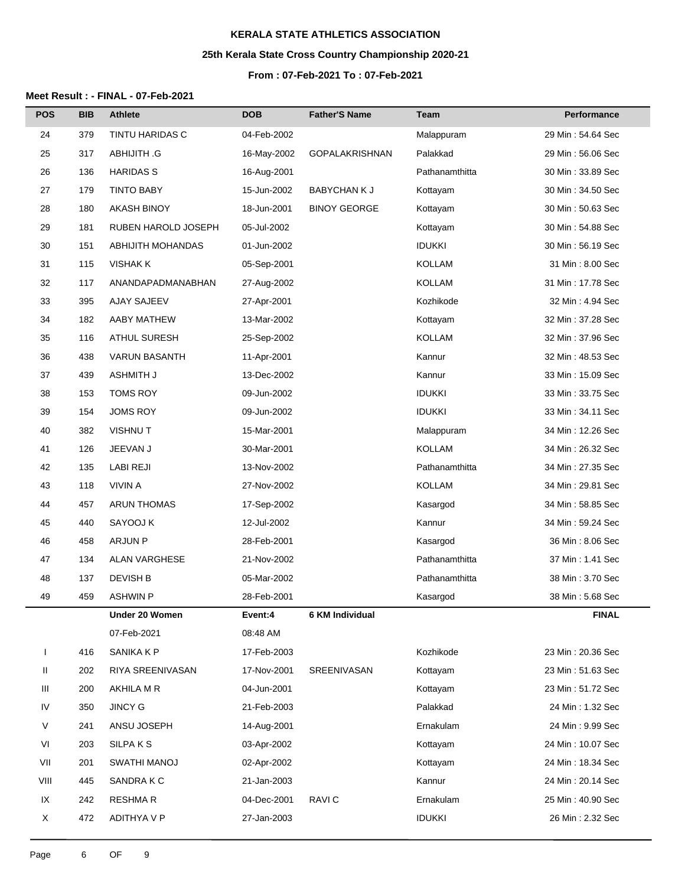**KERALA STATE ATHLETICS ASSOCIATION**

**25th Kerala State Cross Country Championship 2020-21**

**From : 07-Feb-2021 To : 07-Feb-2021**

**Meet Result : - FINAL - 07-Feb-2021**

| POS | BIB | Athlete | DOB | Father'S Name | Team | Performance |
|---|---|---|---|---|---|---|
| 24 | 379 | TINTU HARIDAS C | 04-Feb-2002 | | Malappuram | 29 Min : 54.64 Sec |
| 25 | 317 | ABHIJITH .G | 16-May-2002 | GOPALAKRISHNAN | Palakkad | 29 Min : 56.06 Sec |
| 26 | 136 | HARIDAS S | 16-Aug-2001 | | Pathanamthitta | 30 Min : 33.89 Sec |
| 27 | 179 | TINTO BABY | 15-Jun-2002 | BABYCHAN K J | Kottayam | 30 Min : 34.50 Sec |
| 28 | 180 | AKASH BINOY | 18-Jun-2001 | BINOY GEORGE | Kottayam | 30 Min : 50.63 Sec |
| 29 | 181 | RUBEN HAROLD JOSEPH | 05-Jul-2002 | | Kottayam | 30 Min : 54.88 Sec |
| 30 | 151 | ABHIJITH MOHANDAS | 01-Jun-2002 | | IDUKKI | 30 Min : 56.19 Sec |
| 31 | 115 | VISHAK K | 05-Sep-2001 | | KOLLAM | 31 Min : 8.00 Sec |
| 32 | 117 | ANANDAPADMANABHAN | 27-Aug-2002 | | KOLLAM | 31 Min : 17.78 Sec |
| 33 | 395 | AJAY SAJEEV | 27-Apr-2001 | | Kozhikode | 32 Min : 4.94 Sec |
| 34 | 182 | AABY MATHEW | 13-Mar-2002 | | Kottayam | 32 Min : 37.28 Sec |
| 35 | 116 | ATHUL SURESH | 25-Sep-2002 | | KOLLAM | 32 Min : 37.96 Sec |
| 36 | 438 | VARUN BASANTH | 11-Apr-2001 | | Kannur | 32 Min : 48.53 Sec |
| 37 | 439 | ASHMITH J | 13-Dec-2002 | | Kannur | 33 Min : 15.09 Sec |
| 38 | 153 | TOMS ROY | 09-Jun-2002 | | IDUKKI | 33 Min : 33.75 Sec |
| 39 | 154 | JOMS ROY | 09-Jun-2002 | | IDUKKI | 33 Min : 34.11 Sec |
| 40 | 382 | VISHNU T | 15-Mar-2001 | | Malappuram | 34 Min : 12.26 Sec |
| 41 | 126 | JEEVAN J | 30-Mar-2001 | | KOLLAM | 34 Min : 26.32 Sec |
| 42 | 135 | LABI REJI | 13-Nov-2002 | | Pathanamthitta | 34 Min : 27.35 Sec |
| 43 | 118 | VIVIN A | 27-Nov-2002 | | KOLLAM | 34 Min : 29.81 Sec |
| 44 | 457 | ARUN THOMAS | 17-Sep-2002 | | Kasargod | 34 Min : 58.85 Sec |
| 45 | 440 | SAYOOJ K | 12-Jul-2002 | | Kannur | 34 Min : 59.24 Sec |
| 46 | 458 | ARJUN P | 28-Feb-2001 | | Kasargod | 36 Min : 8.06 Sec |
| 47 | 134 | ALAN VARGHESE | 21-Nov-2002 | | Pathanamthitta | 37 Min : 1.41 Sec |
| 48 | 137 | DEVISH B | 05-Mar-2002 | | Pathanamthitta | 38 Min : 3.70 Sec |
| 49 | 459 | ASHWIN P | 28-Feb-2001 | | Kasargod | 38 Min : 5.68 Sec |
| | | **Under 20 Women** | **Event:4** | **6 KM Individual** | | **FINAL** |
| | | 07-Feb-2021 | 08:48 AM | | | |
| I | 416 | SANIKA K P | 17-Feb-2003 | | Kozhikode | 23 Min : 20.36 Sec |
| II | 202 | RIYA SREENIVASAN | 17-Nov-2001 | SREENIVASAN | Kottayam | 23 Min : 51.63 Sec |
| III | 200 | AKHILA M R | 04-Jun-2001 | | Kottayam | 23 Min : 51.72 Sec |
| IV | 350 | JINCY G | 21-Feb-2003 | | Palakkad | 24 Min : 1.32 Sec |
| V | 241 | ANSU JOSEPH | 14-Aug-2001 | | Ernakulam | 24 Min : 9.99 Sec |
| VI | 203 | SILPA K S | 03-Apr-2002 | | Kottayam | 24 Min : 10.07 Sec |
| VII | 201 | SWATHI MANOJ | 02-Apr-2002 | | Kottayam | 24 Min : 18.34 Sec |
| VIII | 445 | SANDRA K C | 21-Jan-2003 | | Kannur | 24 Min : 20.14 Sec |
| IX | 242 | RESHMA R | 04-Dec-2001 | RAVI C | Ernakulam | 25 Min : 40.90 Sec |
| X | 472 | ADITHYA V P | 27-Jan-2003 | | IDUKKI | 26 Min : 2.32 Sec |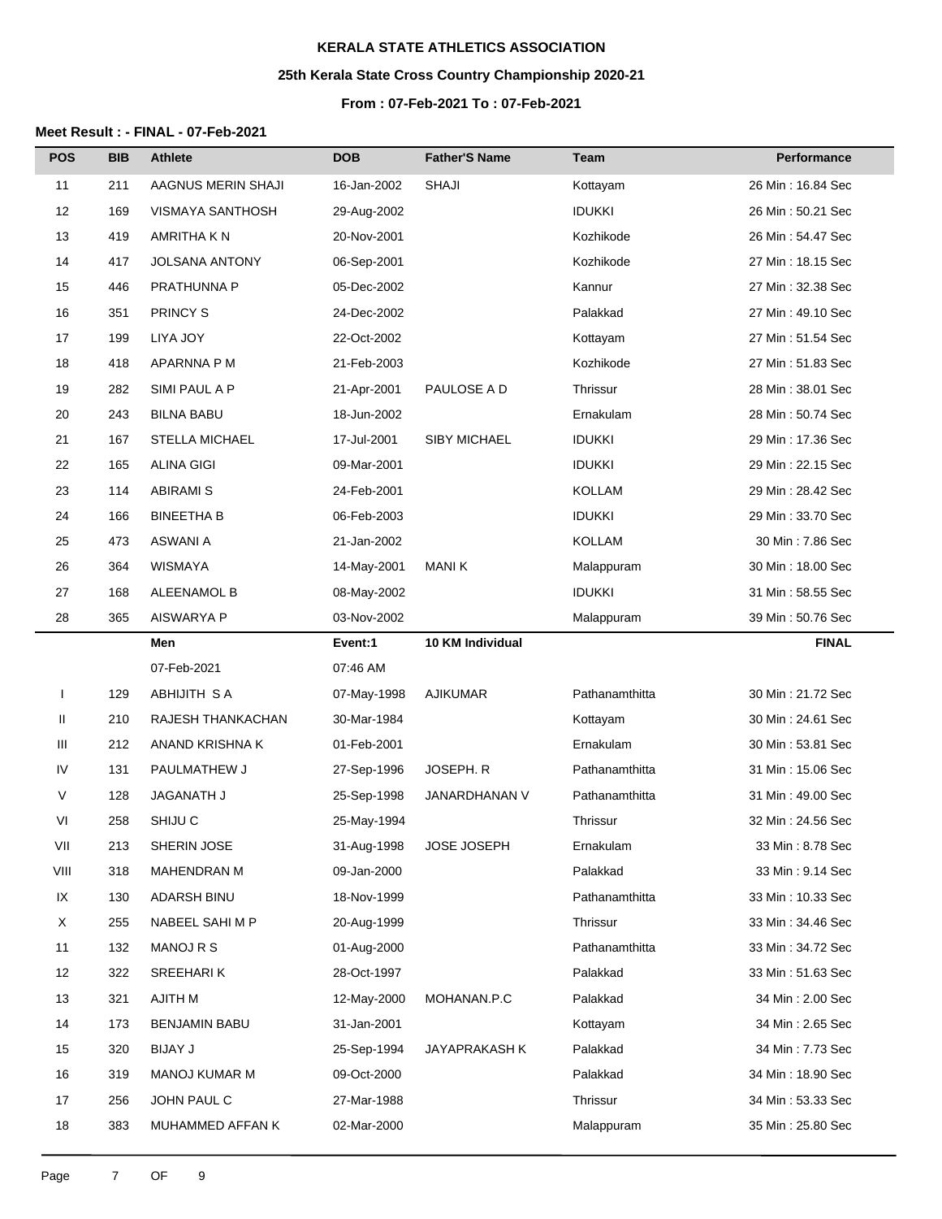**KERALA STATE ATHLETICS ASSOCIATION**

**25th Kerala State Cross Country Championship 2020-21**

**From : 07-Feb-2021 To : 07-Feb-2021**

**Meet Result : - FINAL - 07-Feb-2021**

| POS | BIB | Athlete | DOB | Father'S Name | Team | Performance |
|---|---|---|---|---|---|---|
| 11 | 211 | AAGNUS MERIN SHAJI | 16-Jan-2002 | SHAJI | Kottayam | 26 Min : 16.84 Sec |
| 12 | 169 | VISMAYA SANTHOSH | 29-Aug-2002 | | IDUKKI | 26 Min : 50.21 Sec |
| 13 | 419 | AMRITHA K N | 20-Nov-2001 | | Kozhikode | 26 Min : 54.47 Sec |
| 14 | 417 | JOLSANA ANTONY | 06-Sep-2001 | | Kozhikode | 27 Min : 18.15 Sec |
| 15 | 446 | PRATHUNNA P | 05-Dec-2002 | | Kannur | 27 Min : 32.38 Sec |
| 16 | 351 | PRINCY S | 24-Dec-2002 | | Palakkad | 27 Min : 49.10 Sec |
| 17 | 199 | LIYA JOY | 22-Oct-2002 | | Kottayam | 27 Min : 51.54 Sec |
| 18 | 418 | APARNNA P M | 21-Feb-2003 | | Kozhikode | 27 Min : 51.83 Sec |
| 19 | 282 | SIMI PAUL A P | 21-Apr-2001 | PAULOSE A D | Thrissur | 28 Min : 38.01 Sec |
| 20 | 243 | BILNA BABU | 18-Jun-2002 | | Ernakulam | 28 Min : 50.74 Sec |
| 21 | 167 | STELLA MICHAEL | 17-Jul-2001 | SIBY MICHAEL | IDUKKI | 29 Min : 17.36 Sec |
| 22 | 165 | ALINA GIGI | 09-Mar-2001 | | IDUKKI | 29 Min : 22.15 Sec |
| 23 | 114 | ABIRAMI S | 24-Feb-2001 | | KOLLAM | 29 Min : 28.42 Sec |
| 24 | 166 | BINEETHA B | 06-Feb-2003 | | IDUKKI | 29 Min : 33.70 Sec |
| 25 | 473 | ASWANI A | 21-Jan-2002 | | KOLLAM | 30 Min : 7.86 Sec |
| 26 | 364 | WISMAYA | 14-May-2001 | MANI K | Malappuram | 30 Min : 18.00 Sec |
| 27 | 168 | ALEENAMOL B | 08-May-2002 | | IDUKKI | 31 Min : 58.55 Sec |
| 28 | 365 | AISWARYA P | 03-Nov-2002 | | Malappuram | 39 Min : 50.76 Sec |
| | | **Men** | **Event:1** | **10 KM Individual** | | **FINAL** |
| | | 07-Feb-2021 | 07:46 AM | | | |
| I | 129 | ABHIJITH S A | 07-May-1998 | AJIKUMAR | Pathanamthitta | 30 Min : 21.72 Sec |
| II | 210 | RAJESH THANKACHAN | 30-Mar-1984 | | Kottayam | 30 Min : 24.61 Sec |
| III | 212 | ANAND KRISHNA K | 01-Feb-2001 | | Ernakulam | 30 Min : 53.81 Sec |
| IV | 131 | PAULMATHEW J | 27-Sep-1996 | JOSEPH. R | Pathanamthitta | 31 Min : 15.06 Sec |
| V | 128 | JAGANATH J | 25-Sep-1998 | JANARDHANAN V | Pathanamthitta | 31 Min : 49.00 Sec |
| VI | 258 | SHIJU C | 25-May-1994 | | Thrissur | 32 Min : 24.56 Sec |
| VII | 213 | SHERIN JOSE | 31-Aug-1998 | JOSE JOSEPH | Ernakulam | 33 Min : 8.78 Sec |
| VIII | 318 | MAHENDRAN M | 09-Jan-2000 | | Palakkad | 33 Min : 9.14 Sec |
| IX | 130 | ADARSH BINU | 18-Nov-1999 | | Pathanamthitta | 33 Min : 10.33 Sec |
| X | 255 | NABEEL SAHI M P | 20-Aug-1999 | | Thrissur | 33 Min : 34.46 Sec |
| 11 | 132 | MANOJ R S | 01-Aug-2000 | | Pathanamthitta | 33 Min : 34.72 Sec |
| 12 | 322 | SREEHARI K | 28-Oct-1997 | | Palakkad | 33 Min : 51.63 Sec |
| 13 | 321 | AJITH M | 12-May-2000 | MOHANAN.P.C | Palakkad | 34 Min : 2.00 Sec |
| 14 | 173 | BENJAMIN BABU | 31-Jan-2001 | | Kottayam | 34 Min : 2.65 Sec |
| 15 | 320 | BIJAY J | 25-Sep-1994 | JAYAPRAKASH K | Palakkad | 34 Min : 7.73 Sec |
| 16 | 319 | MANOJ KUMAR M | 09-Oct-2000 | | Palakkad | 34 Min : 18.90 Sec |
| 17 | 256 | JOHN PAUL C | 27-Mar-1988 | | Thrissur | 34 Min : 53.33 Sec |
| 18 | 383 | MUHAMMED AFFAN K | 02-Mar-2000 | | Malappuram | 35 Min : 25.80 Sec |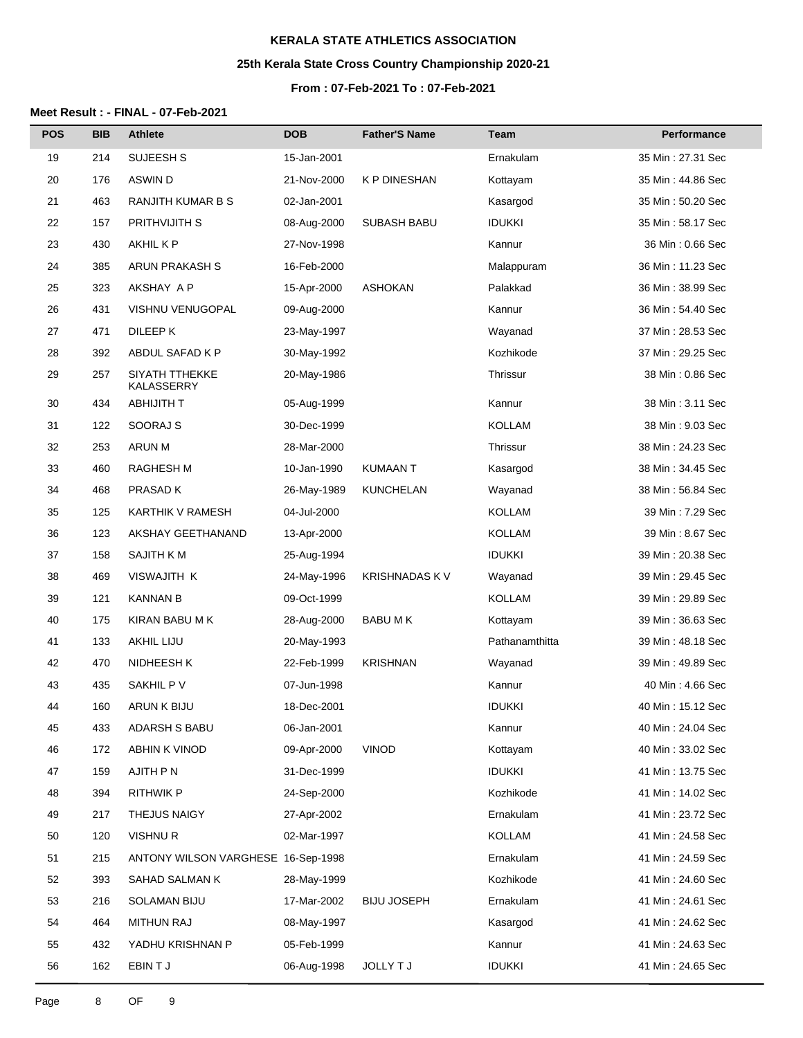**KERALA STATE ATHLETICS ASSOCIATION**

**25th Kerala State Cross Country Championship 2020-21**

**From : 07-Feb-2021 To : 07-Feb-2021**

**Meet Result : - FINAL - 07-Feb-2021**

| POS | BIB | Athlete | DOB | Father'S Name | Team | Performance |
|---|---|---|---|---|---|---|
| 19 | 214 | SUJEESH S | 15-Jan-2001 | | Ernakulam | 35 Min : 27.31 Sec |
| 20 | 176 | ASWIN D | 21-Nov-2000 | K P DINESHAN | Kottayam | 35 Min : 44.86 Sec |
| 21 | 463 | RANJITH KUMAR B S | 02-Jan-2001 | | Kasargod | 35 Min : 50.20 Sec |
| 22 | 157 | PRITHVIJITH S | 08-Aug-2000 | SUBASH BABU | IDUKKI | 35 Min : 58.17 Sec |
| 23 | 430 | AKHIL K P | 27-Nov-1998 | | Kannur | 36 Min : 0.66 Sec |
| 24 | 385 | ARUN PRAKASH S | 16-Feb-2000 | | Malappuram | 36 Min : 11.23 Sec |
| 25 | 323 | AKSHAY A P | 15-Apr-2000 | ASHOKAN | Palakkad | 36 Min : 38.99 Sec |
| 26 | 431 | VISHNU VENUGOPAL | 09-Aug-2000 | | Kannur | 36 Min : 54.40 Sec |
| 27 | 471 | DILEEP K | 23-May-1997 | | Wayanad | 37 Min : 28.53 Sec |
| 28 | 392 | ABDUL SAFAD K P | 30-May-1992 | | Kozhikode | 37 Min : 29.25 Sec |
| 29 | 257 | SIYATH TTHEKKE KALASSERRY | 20-May-1986 | | Thrissur | 38 Min : 0.86 Sec |
| 30 | 434 | ABHIJITH T | 05-Aug-1999 | | Kannur | 38 Min : 3.11 Sec |
| 31 | 122 | SOORAJ S | 30-Dec-1999 | | KOLLAM | 38 Min : 9.03 Sec |
| 32 | 253 | ARUN M | 28-Mar-2000 | | Thrissur | 38 Min : 24.23 Sec |
| 33 | 460 | RAGHESH M | 10-Jan-1990 | KUMAAN T | Kasargod | 38 Min : 34.45 Sec |
| 34 | 468 | PRASAD K | 26-May-1989 | KUNCHELAN | Wayanad | 38 Min : 56.84 Sec |
| 35 | 125 | KARTHIK V RAMESH | 04-Jul-2000 | | KOLLAM | 39 Min : 7.29 Sec |
| 36 | 123 | AKSHAY GEETHANAND | 13-Apr-2000 | | KOLLAM | 39 Min : 8.67 Sec |
| 37 | 158 | SAJITH K M | 25-Aug-1994 | | IDUKKI | 39 Min : 20.38 Sec |
| 38 | 469 | VISWAJITH K | 24-May-1996 | KRISHNADAS K V | Wayanad | 39 Min : 29.45 Sec |
| 39 | 121 | KANNAN B | 09-Oct-1999 | | KOLLAM | 39 Min : 29.89 Sec |
| 40 | 175 | KIRAN BABU M K | 28-Aug-2000 | BABU M K | Kottayam | 39 Min : 36.63 Sec |
| 41 | 133 | AKHIL LIJU | 20-May-1993 | | Pathanamthitta | 39 Min : 48.18 Sec |
| 42 | 470 | NIDHEESH K | 22-Feb-1999 | KRISHNAN | Wayanad | 39 Min : 49.89 Sec |
| 43 | 435 | SAKHIL P V | 07-Jun-1998 | | Kannur | 40 Min : 4.66 Sec |
| 44 | 160 | ARUN K BIJU | 18-Dec-2001 | | IDUKKI | 40 Min : 15.12 Sec |
| 45 | 433 | ADARSH S BABU | 06-Jan-2001 | | Kannur | 40 Min : 24.04 Sec |
| 46 | 172 | ABHIN K VINOD | 09-Apr-2000 | VINOD | Kottayam | 40 Min : 33.02 Sec |
| 47 | 159 | AJITH P N | 31-Dec-1999 | | IDUKKI | 41 Min : 13.75 Sec |
| 48 | 394 | RITHWIK P | 24-Sep-2000 | | Kozhikode | 41 Min : 14.02 Sec |
| 49 | 217 | THEJUS NAIGY | 27-Apr-2002 | | Ernakulam | 41 Min : 23.72 Sec |
| 50 | 120 | VISHNU R | 02-Mar-1997 | | KOLLAM | 41 Min : 24.58 Sec |
| 51 | 215 | ANTONY WILSON VARGHESE | 16-Sep-1998 | | Ernakulam | 41 Min : 24.59 Sec |
| 52 | 393 | SAHAD SALMAN K | 28-May-1999 | | Kozhikode | 41 Min : 24.60 Sec |
| 53 | 216 | SOLAMAN BIJU | 17-Mar-2002 | BIJU JOSEPH | Ernakulam | 41 Min : 24.61 Sec |
| 54 | 464 | MITHUN RAJ | 08-May-1997 | | Kasargod | 41 Min : 24.62 Sec |
| 55 | 432 | YADHU KRISHNAN P | 05-Feb-1999 | | Kannur | 41 Min : 24.63 Sec |
| 56 | 162 | EBIN T J | 06-Aug-1998 | JOLLY T J | IDUKKI | 41 Min : 24.65 Sec |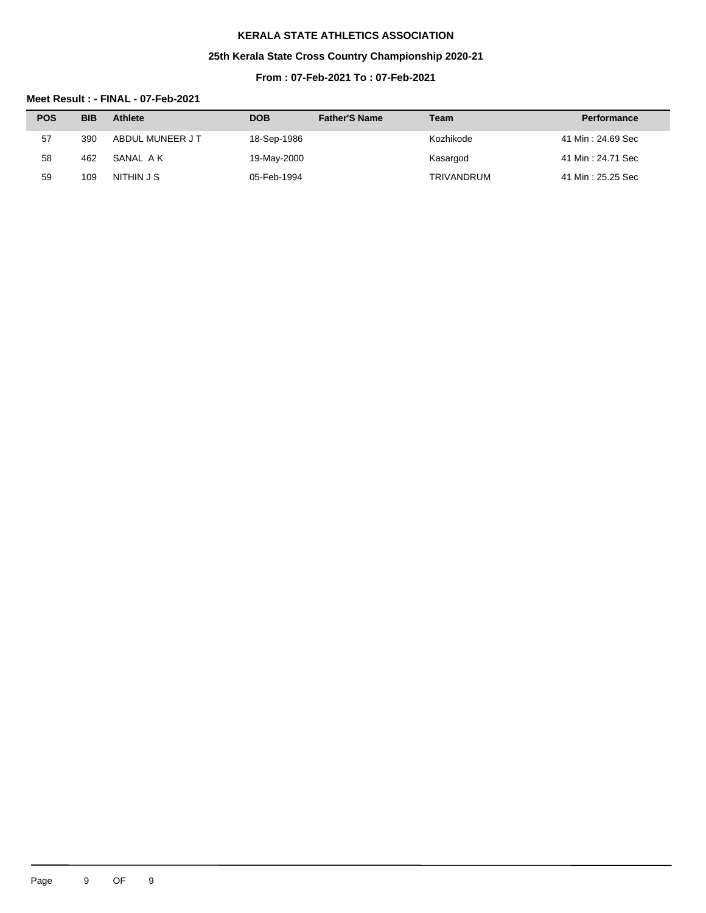**KERALA STATE ATHLETICS ASSOCIATION**

**25th Kerala State Cross Country Championship 2020-21**

**From : 07-Feb-2021 To : 07-Feb-2021**

**Meet Result : - FINAL - 07-Feb-2021**

| POS | BIB | Athlete | DOB | Father'S Name | Team | Performance |
|---|---|---|---|---|---|---|
| 57 | 390 | ABDUL MUNEER J T | 18-Sep-1986 | | Kozhikode | 41 Min : 24.69 Sec |
| 58 | 462 | SANAL A K | 19-May-2000 | | Kasargod | 41 Min : 24.71 Sec |
| 59 | 109 | NITHIN J S | 05-Feb-1994 | | TRIVANDRUM | 41 Min : 25.25 Sec |